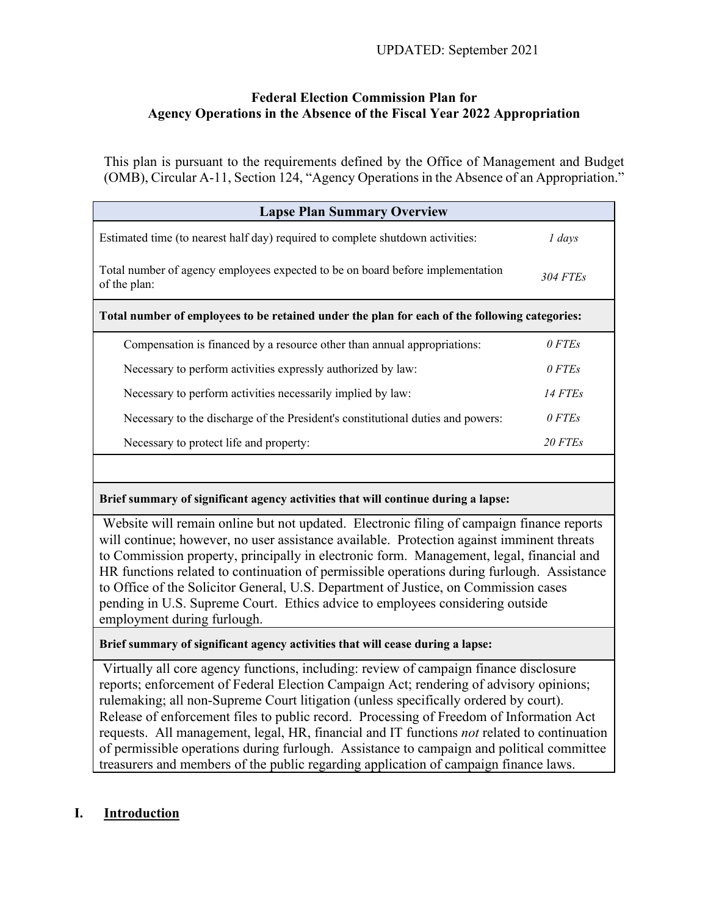UPDATED: September 2021

**Federal Election Commission Plan for Agency Operations in the Absence of the Fiscal Year 2022 Appropriation**

This plan is pursuant to the requirements defined by the Office of Management and Budget (OMB), Circular A-11, Section 124, "Agency Operations in the Absence of an Appropriation."

| **Lapse Plan Summary Overview** | |
|---|---|
| Estimated time (to nearest half day) required to complete shutdown activities: | *1 days* |
| Total number of agency employees expected to be on board before implementation of the plan: | *304 FTEs* |
| **Total number of employees to be retained under the plan for each of the following categories:** | |
| Compensation is financed by a resource other than annual appropriations: | *0 FTEs* |
| Necessary to perform activities expressly authorized by law: | *0 FTEs* |
| Necessary to perform activities necessarily implied by law: | *14 FTEs* |
| Necessary to the discharge of the President's constitutional duties and powers: | *0 FTEs* |
| Necessary to protect life and property: | *20 FTEs* |
| | |
| **Brief summary of significant agency activities that will continue during a lapse:** | |
| Website will remain online but not updated. Electronic filing of campaign finance reports will continue; however, no user assistance available. Protection against imminent threats to Commission property, principally in electronic form. Management, legal, financial and HR functions related to continuation of permissible operations during furlough. Assistance to Office of the Solicitor General, U.S. Department of Justice, on Commission cases pending in U.S. Supreme Court. Ethics advice to employees considering outside employment during furlough. | |
| **Brief summary of significant agency activities that will cease during a lapse:** | |
| Virtually all core agency functions, including: review of campaign finance disclosure reports; enforcement of Federal Election Campaign Act; rendering of advisory opinions; rulemaking; all non-Supreme Court litigation (unless specifically ordered by court). Release of enforcement files to public record. Processing of Freedom of Information Act requests. All management, legal, HR, financial and IT functions *not* related to continuation of permissible operations during furlough. Assistance to campaign and political committee treasurers and members of the public regarding application of campaign finance laws. | |

## I. Introduction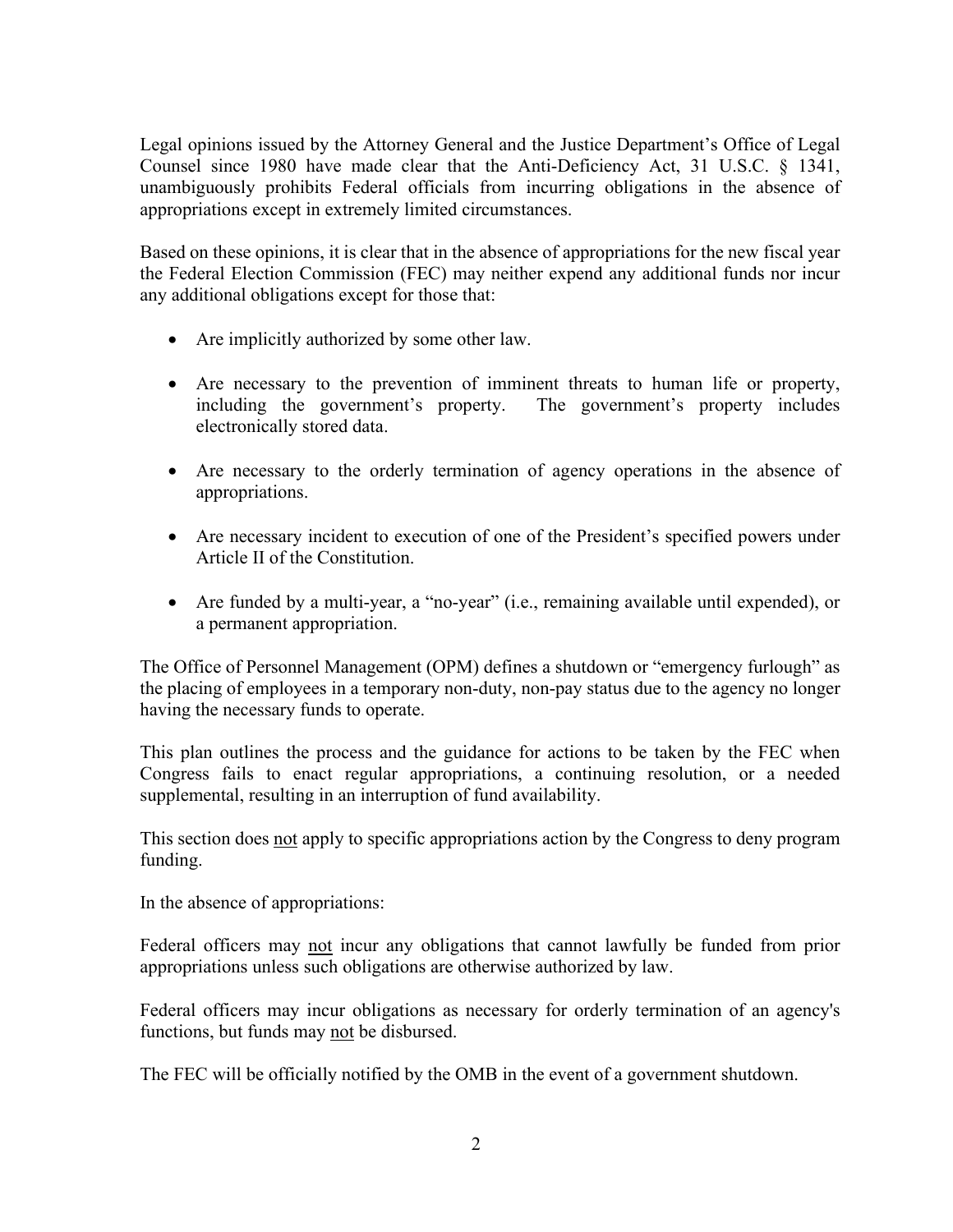Legal opinions issued by the Attorney General and the Justice Department's Office of Legal Counsel since 1980 have made clear that the Anti-Deficiency Act, 31 U.S.C. § 1341, unambiguously prohibits Federal officials from incurring obligations in the absence of appropriations except in extremely limited circumstances.

Based on these opinions, it is clear that in the absence of appropriations for the new fiscal year the Federal Election Commission (FEC) may neither expend any additional funds nor incur any additional obligations except for those that:

- Are implicitly authorized by some other law.
- Are necessary to the prevention of imminent threats to human life or property, including the government's property. The government's property includes electronically stored data.
- Are necessary to the orderly termination of agency operations in the absence of appropriations.
- Are necessary incident to execution of one of the President's specified powers under Article II of the Constitution.
- Are funded by a multi-year, a "no-year" (i.e., remaining available until expended), or a permanent appropriation.

The Office of Personnel Management (OPM) defines a shutdown or "emergency furlough" as the placing of employees in a temporary non-duty, non-pay status due to the agency no longer having the necessary funds to operate.

This plan outlines the process and the guidance for actions to be taken by the FEC when Congress fails to enact regular appropriations, a continuing resolution, or a needed supplemental, resulting in an interruption of fund availability.

This section does <u>not</u> apply to specific appropriations action by the Congress to deny program funding.

In the absence of appropriations:

Federal officers may <u>not</u> incur any obligations that cannot lawfully be funded from prior appropriations unless such obligations are otherwise authorized by law.

Federal officers may incur obligations as necessary for orderly termination of an agency's functions, but funds may <u>not</u> be disbursed.

The FEC will be officially notified by the OMB in the event of a government shutdown.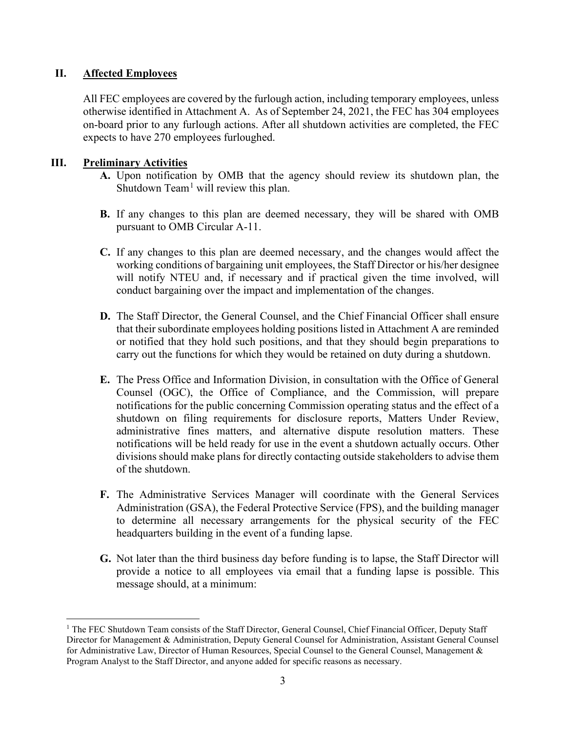## II. Affected Employees

All FEC employees are covered by the furlough action, including temporary employees, unless otherwise identified in Attachment A. As of September 24, 2021, the FEC has 304 employees on-board prior to any furlough actions. After all shutdown activities are completed, the FEC expects to have 270 employees furloughed.

## III. Preliminary Activities

**A.** Upon notification by OMB that the agency should review its shutdown plan, the Shutdown Team[1] will review this plan.

**B.** If any changes to this plan are deemed necessary, they will be shared with OMB pursuant to OMB Circular A-11.

**C.** If any changes to this plan are deemed necessary, and the changes would affect the working conditions of bargaining unit employees, the Staff Director or his/her designee will notify NTEU and, if necessary and if practical given the time involved, will conduct bargaining over the impact and implementation of the changes.

**D.** The Staff Director, the General Counsel, and the Chief Financial Officer shall ensure that their subordinate employees holding positions listed in Attachment A are reminded or notified that they hold such positions, and that they should begin preparations to carry out the functions for which they would be retained on duty during a shutdown.

**E.** The Press Office and Information Division, in consultation with the Office of General Counsel (OGC), the Office of Compliance, and the Commission, will prepare notifications for the public concerning Commission operating status and the effect of a shutdown on filing requirements for disclosure reports, Matters Under Review, administrative fines matters, and alternative dispute resolution matters. These notifications will be held ready for use in the event a shutdown actually occurs. Other divisions should make plans for directly contacting outside stakeholders to advise them of the shutdown.

**F.** The Administrative Services Manager will coordinate with the General Services Administration (GSA), the Federal Protective Service (FPS), and the building manager to determine all necessary arrangements for the physical security of the FEC headquarters building in the event of a funding lapse.

**G.** Not later than the third business day before funding is to lapse, the Staff Director will provide a notice to all employees via email that a funding lapse is possible. This message should, at a minimum:

---

[1] The FEC Shutdown Team consists of the Staff Director, General Counsel, Chief Financial Officer, Deputy Staff Director for Management & Administration, Deputy General Counsel for Administration, Assistant General Counsel for Administrative Law, Director of Human Resources, Special Counsel to the General Counsel, Management & Program Analyst to the Staff Director, and anyone added for specific reasons as necessary.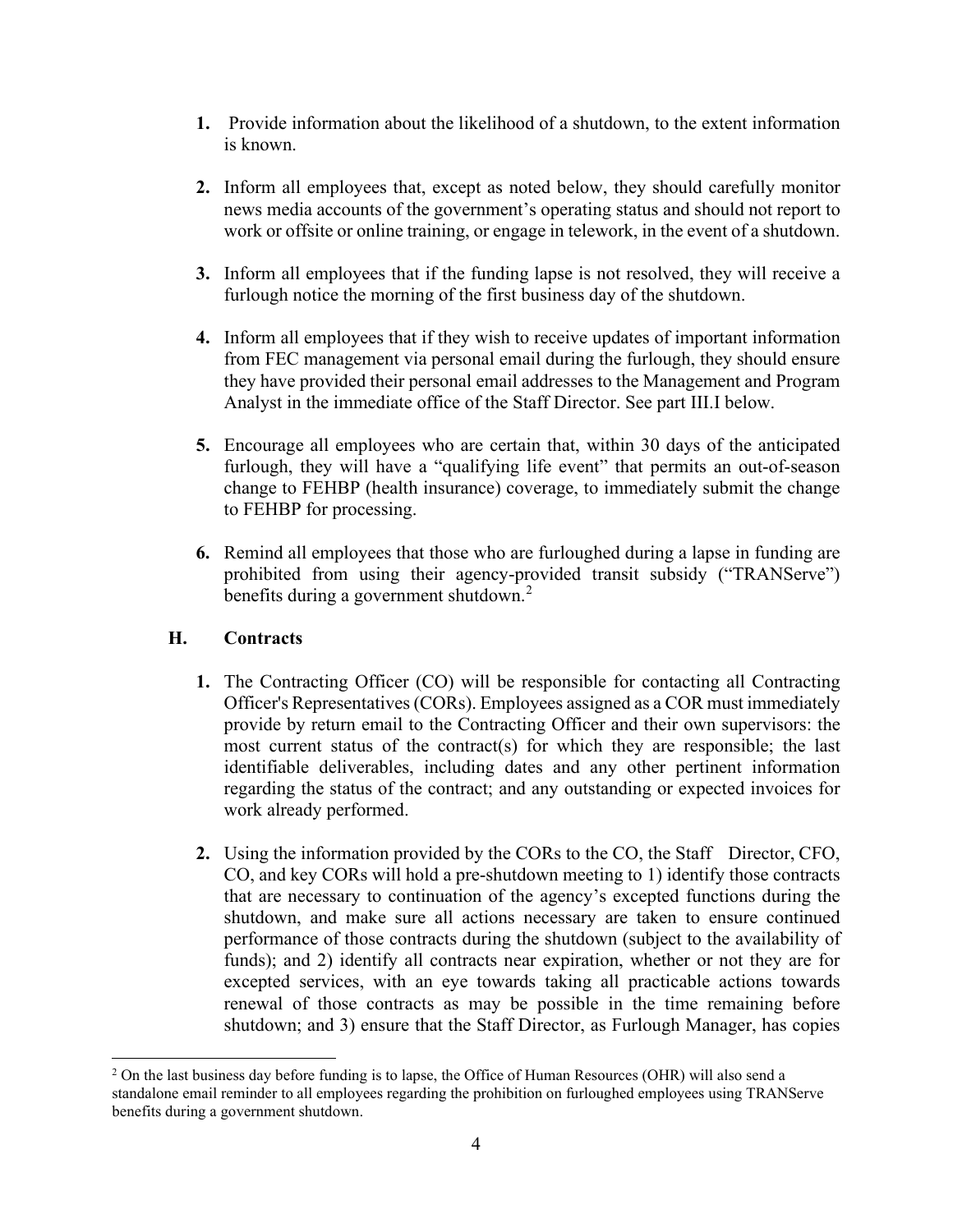1. Provide information about the likelihood of a shutdown, to the extent information is known.

2. Inform all employees that, except as noted below, they should carefully monitor news media accounts of the government's operating status and should not report to work or offsite or online training, or engage in telework, in the event of a shutdown.

3. Inform all employees that if the funding lapse is not resolved, they will receive a furlough notice the morning of the first business day of the shutdown.

4. Inform all employees that if they wish to receive updates of important information from FEC management via personal email during the furlough, they should ensure they have provided their personal email addresses to the Management and Program Analyst in the immediate office of the Staff Director. See part III.I below.

5. Encourage all employees who are certain that, within 30 days of the anticipated furlough, they will have a "qualifying life event" that permits an out-of-season change to FEHBP (health insurance) coverage, to immediately submit the change to FEHBP for processing.

6. Remind all employees that those who are furloughed during a lapse in funding are prohibited from using their agency-provided transit subsidy ("TRANServe") benefits during a government shutdown.[2]

### H. Contracts

1. The Contracting Officer (CO) will be responsible for contacting all Contracting Officer's Representatives (CORs). Employees assigned as a COR must immediately provide by return email to the Contracting Officer and their own supervisors: the most current status of the contract(s) for which they are responsible; the last identifiable deliverables, including dates and any other pertinent information regarding the status of the contract; and any outstanding or expected invoices for work already performed.

2. Using the information provided by the CORs to the CO, the Staff Director, CFO, CO, and key CORs will hold a pre-shutdown meeting to 1) identify those contracts that are necessary to continuation of the agency's excepted functions during the shutdown, and make sure all actions necessary are taken to ensure continued performance of those contracts during the shutdown (subject to the availability of funds); and 2) identify all contracts near expiration, whether or not they are for excepted services, with an eye towards taking all practicable actions towards renewal of those contracts as may be possible in the time remaining before shutdown; and 3) ensure that the Staff Director, as Furlough Manager, has copies

[2] On the last business day before funding is to lapse, the Office of Human Resources (OHR) will also send a standalone email reminder to all employees regarding the prohibition on furloughed employees using TRANServe benefits during a government shutdown.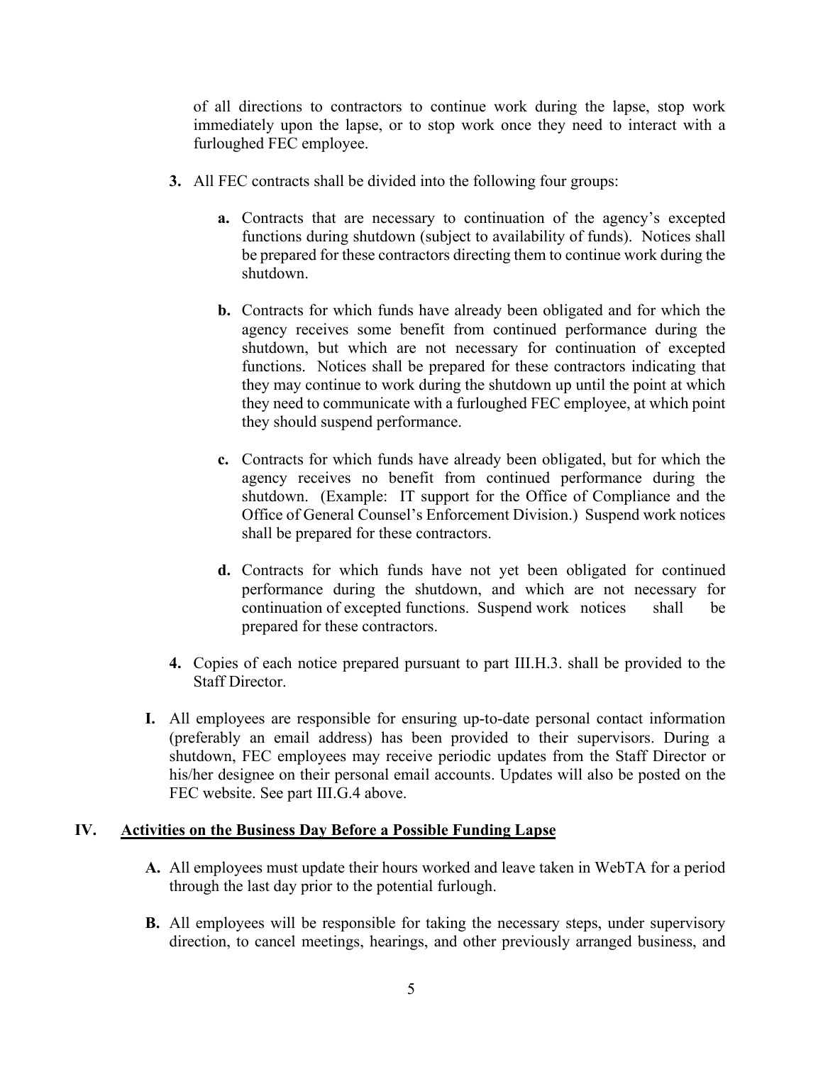of all directions to contractors to continue work during the lapse, stop work immediately upon the lapse, or to stop work once they need to interact with a furloughed FEC employee.

**3.** All FEC contracts shall be divided into the following four groups:

**a.** Contracts that are necessary to continuation of the agency's excepted functions during shutdown (subject to availability of funds). Notices shall be prepared for these contractors directing them to continue work during the shutdown.

**b.** Contracts for which funds have already been obligated and for which the agency receives some benefit from continued performance during the shutdown, but which are not necessary for continuation of excepted functions. Notices shall be prepared for these contractors indicating that they may continue to work during the shutdown up until the point at which they need to communicate with a furloughed FEC employee, at which point they should suspend performance.

**c.** Contracts for which funds have already been obligated, but for which the agency receives no benefit from continued performance during the shutdown. (Example: IT support for the Office of Compliance and the Office of General Counsel's Enforcement Division.) Suspend work notices shall be prepared for these contractors.

**d.** Contracts for which funds have not yet been obligated for continued performance during the shutdown, and which are not necessary for continuation of excepted functions. Suspend work notices shall be prepared for these contractors.

**4.** Copies of each notice prepared pursuant to part III.H.3. shall be provided to the Staff Director.

**I.** All employees are responsible for ensuring up-to-date personal contact information (preferably an email address) has been provided to their supervisors. During a shutdown, FEC employees may receive periodic updates from the Staff Director or his/her designee on their personal email accounts. Updates will also be posted on the FEC website. See part III.G.4 above.

## IV. Activities on the Business Day Before a Possible Funding Lapse

**A.** All employees must update their hours worked and leave taken in WebTA for a period through the last day prior to the potential furlough.

**B.** All employees will be responsible for taking the necessary steps, under supervisory direction, to cancel meetings, hearings, and other previously arranged business, and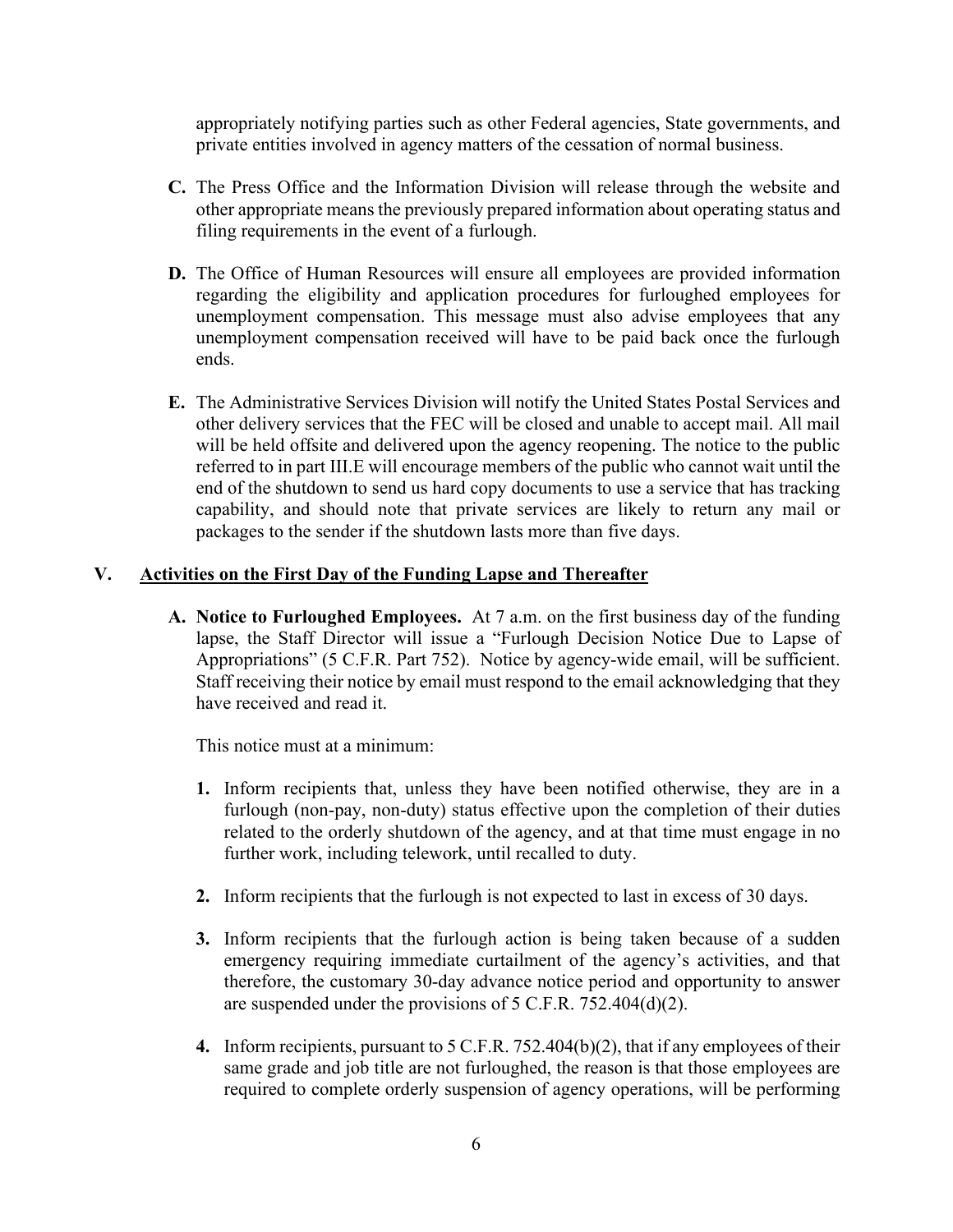appropriately notifying parties such as other Federal agencies, State governments, and private entities involved in agency matters of the cessation of normal business.

**C.** The Press Office and the Information Division will release through the website and other appropriate means the previously prepared information about operating status and filing requirements in the event of a furlough.

**D.** The Office of Human Resources will ensure all employees are provided information regarding the eligibility and application procedures for furloughed employees for unemployment compensation. This message must also advise employees that any unemployment compensation received will have to be paid back once the furlough ends.

**E.** The Administrative Services Division will notify the United States Postal Services and other delivery services that the FEC will be closed and unable to accept mail. All mail will be held offsite and delivered upon the agency reopening. The notice to the public referred to in part III.E will encourage members of the public who cannot wait until the end of the shutdown to send us hard copy documents to use a service that has tracking capability, and should note that private services are likely to return any mail or packages to the sender if the shutdown lasts more than five days.

## V. Activities on the First Day of the Funding Lapse and Thereafter

**A. Notice to Furloughed Employees.** At 7 a.m. on the first business day of the funding lapse, the Staff Director will issue a "Furlough Decision Notice Due to Lapse of Appropriations" (5 C.F.R. Part 752). Notice by agency-wide email, will be sufficient. Staff receiving their notice by email must respond to the email acknowledging that they have received and read it.

This notice must at a minimum:

1. Inform recipients that, unless they have been notified otherwise, they are in a furlough (non-pay, non-duty) status effective upon the completion of their duties related to the orderly shutdown of the agency, and at that time must engage in no further work, including telework, until recalled to duty.
2. Inform recipients that the furlough is not expected to last in excess of 30 days.
3. Inform recipients that the furlough action is being taken because of a sudden emergency requiring immediate curtailment of the agency's activities, and that therefore, the customary 30-day advance notice period and opportunity to answer are suspended under the provisions of 5 C.F.R. 752.404(d)(2).
4. Inform recipients, pursuant to 5 C.F.R. 752.404(b)(2), that if any employees of their same grade and job title are not furloughed, the reason is that those employees are required to complete orderly suspension of agency operations, will be performing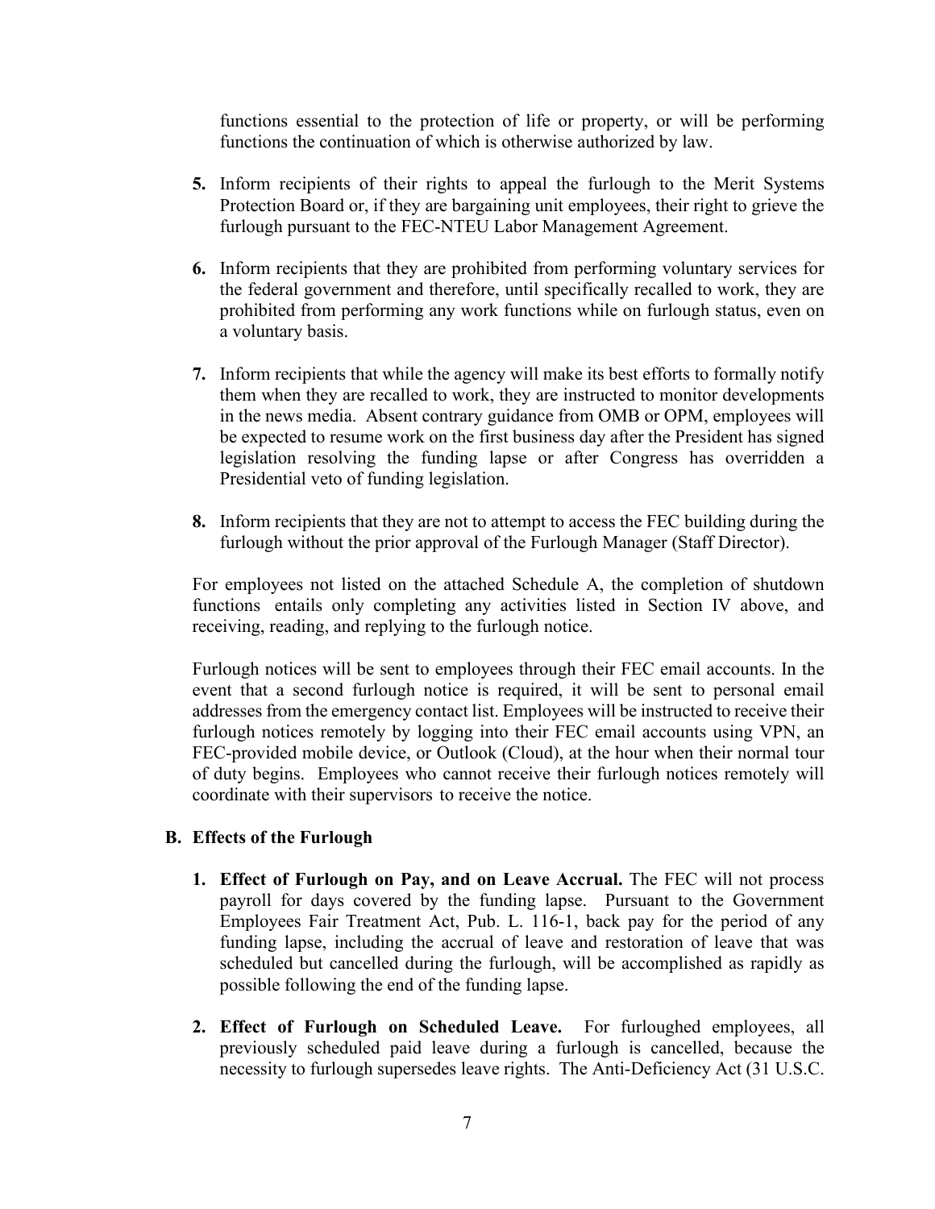functions essential to the protection of life or property, or will be performing functions the continuation of which is otherwise authorized by law.

5. Inform recipients of their rights to appeal the furlough to the Merit Systems Protection Board or, if they are bargaining unit employees, their right to grieve the furlough pursuant to the FEC-NTEU Labor Management Agreement.

6. Inform recipients that they are prohibited from performing voluntary services for the federal government and therefore, until specifically recalled to work, they are prohibited from performing any work functions while on furlough status, even on a voluntary basis.

7. Inform recipients that while the agency will make its best efforts to formally notify them when they are recalled to work, they are instructed to monitor developments in the news media. Absent contrary guidance from OMB or OPM, employees will be expected to resume work on the first business day after the President has signed legislation resolving the funding lapse or after Congress has overridden a Presidential veto of funding legislation.

8. Inform recipients that they are not to attempt to access the FEC building during the furlough without the prior approval of the Furlough Manager (Staff Director).

For employees not listed on the attached Schedule A, the completion of shutdown functions entails only completing any activities listed in Section IV above, and receiving, reading, and replying to the furlough notice.

Furlough notices will be sent to employees through their FEC email accounts. In the event that a second furlough notice is required, it will be sent to personal email addresses from the emergency contact list. Employees will be instructed to receive their furlough notices remotely by logging into their FEC email accounts using VPN, an FEC-provided mobile device, or Outlook (Cloud), at the hour when their normal tour of duty begins. Employees who cannot receive their furlough notices remotely will coordinate with their supervisors to receive the notice.

### B. Effects of the Furlough

1. **Effect of Furlough on Pay, and on Leave Accrual.** The FEC will not process payroll for days covered by the funding lapse. Pursuant to the Government Employees Fair Treatment Act, Pub. L. 116-1, back pay for the period of any funding lapse, including the accrual of leave and restoration of leave that was scheduled but cancelled during the furlough, will be accomplished as rapidly as possible following the end of the funding lapse.

2. **Effect of Furlough on Scheduled Leave.** For furloughed employees, all previously scheduled paid leave during a furlough is cancelled, because the necessity to furlough supersedes leave rights. The Anti-Deficiency Act (31 U.S.C.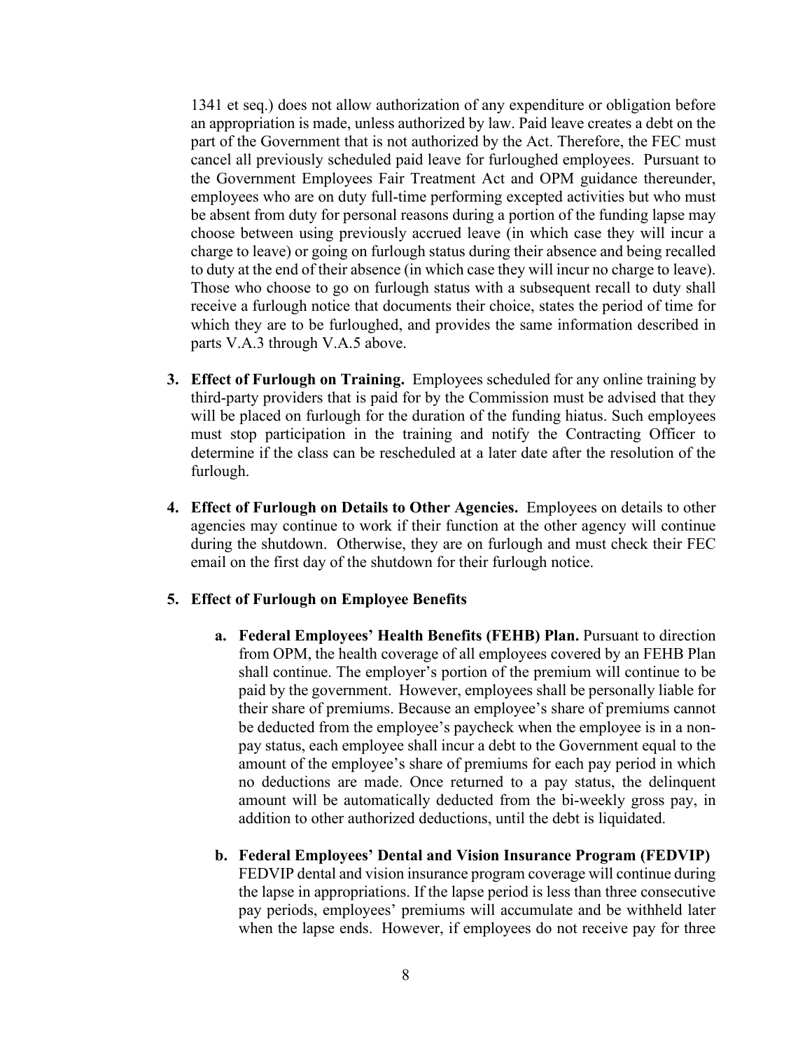1341 et seq.) does not allow authorization of any expenditure or obligation before an appropriation is made, unless authorized by law. Paid leave creates a debt on the part of the Government that is not authorized by the Act. Therefore, the FEC must cancel all previously scheduled paid leave for furloughed employees. Pursuant to the Government Employees Fair Treatment Act and OPM guidance thereunder, employees who are on duty full-time performing excepted activities but who must be absent from duty for personal reasons during a portion of the funding lapse may choose between using previously accrued leave (in which case they will incur a charge to leave) or going on furlough status during their absence and being recalled to duty at the end of their absence (in which case they will incur no charge to leave). Those who choose to go on furlough status with a subsequent recall to duty shall receive a furlough notice that documents their choice, states the period of time for which they are to be furloughed, and provides the same information described in parts V.A.3 through V.A.5 above.

3. **Effect of Furlough on Training.** Employees scheduled for any online training by third-party providers that is paid for by the Commission must be advised that they will be placed on furlough for the duration of the funding hiatus. Such employees must stop participation in the training and notify the Contracting Officer to determine if the class can be rescheduled at a later date after the resolution of the furlough.

4. **Effect of Furlough on Details to Other Agencies.** Employees on details to other agencies may continue to work if their function at the other agency will continue during the shutdown. Otherwise, they are on furlough and must check their FEC email on the first day of the shutdown for their furlough notice.

5. **Effect of Furlough on Employee Benefits**

   a. **Federal Employees' Health Benefits (FEHB) Plan.** Pursuant to direction from OPM, the health coverage of all employees covered by an FEHB Plan shall continue. The employer's portion of the premium will continue to be paid by the government. However, employees shall be personally liable for their share of premiums. Because an employee's share of premiums cannot be deducted from the employee's paycheck when the employee is in a non-pay status, each employee shall incur a debt to the Government equal to the amount of the employee's share of premiums for each pay period in which no deductions are made. Once returned to a pay status, the delinquent amount will be automatically deducted from the bi-weekly gross pay, in addition to other authorized deductions, until the debt is liquidated.

   b. **Federal Employees' Dental and Vision Insurance Program (FEDVIP)** FEDVIP dental and vision insurance program coverage will continue during the lapse in appropriations. If the lapse period is less than three consecutive pay periods, employees' premiums will accumulate and be withheld later when the lapse ends. However, if employees do not receive pay for three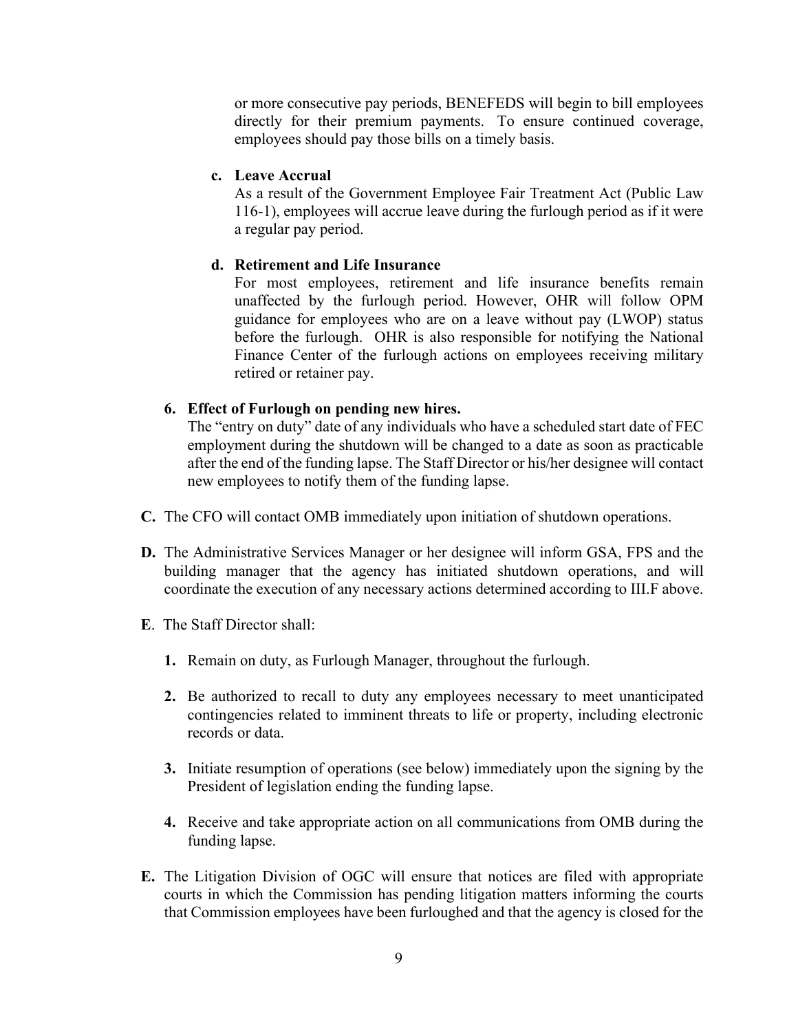or more consecutive pay periods, BENEFEDS will begin to bill employees directly for their premium payments. To ensure continued coverage, employees should pay those bills on a timely basis.

**c. Leave Accrual**

As a result of the Government Employee Fair Treatment Act (Public Law 116-1), employees will accrue leave during the furlough period as if it were a regular pay period.

**d. Retirement and Life Insurance**

For most employees, retirement and life insurance benefits remain unaffected by the furlough period. However, OHR will follow OPM guidance for employees who are on a leave without pay (LWOP) status before the furlough. OHR is also responsible for notifying the National Finance Center of the furlough actions on employees receiving military retired or retainer pay.

**6. Effect of Furlough on pending new hires.**

The "entry on duty" date of any individuals who have a scheduled start date of FEC employment during the shutdown will be changed to a date as soon as practicable after the end of the funding lapse. The Staff Director or his/her designee will contact new employees to notify them of the funding lapse.

**C.** The CFO will contact OMB immediately upon initiation of shutdown operations.

**D.** The Administrative Services Manager or her designee will inform GSA, FPS and the building manager that the agency has initiated shutdown operations, and will coordinate the execution of any necessary actions determined according to III.F above.

**E**. The Staff Director shall:

1. Remain on duty, as Furlough Manager, throughout the furlough.
2. Be authorized to recall to duty any employees necessary to meet unanticipated contingencies related to imminent threats to life or property, including electronic records or data.
3. Initiate resumption of operations (see below) immediately upon the signing by the President of legislation ending the funding lapse.
4. Receive and take appropriate action on all communications from OMB during the funding lapse.

**E.** The Litigation Division of OGC will ensure that notices are filed with appropriate courts in which the Commission has pending litigation matters informing the courts that Commission employees have been furloughed and that the agency is closed for the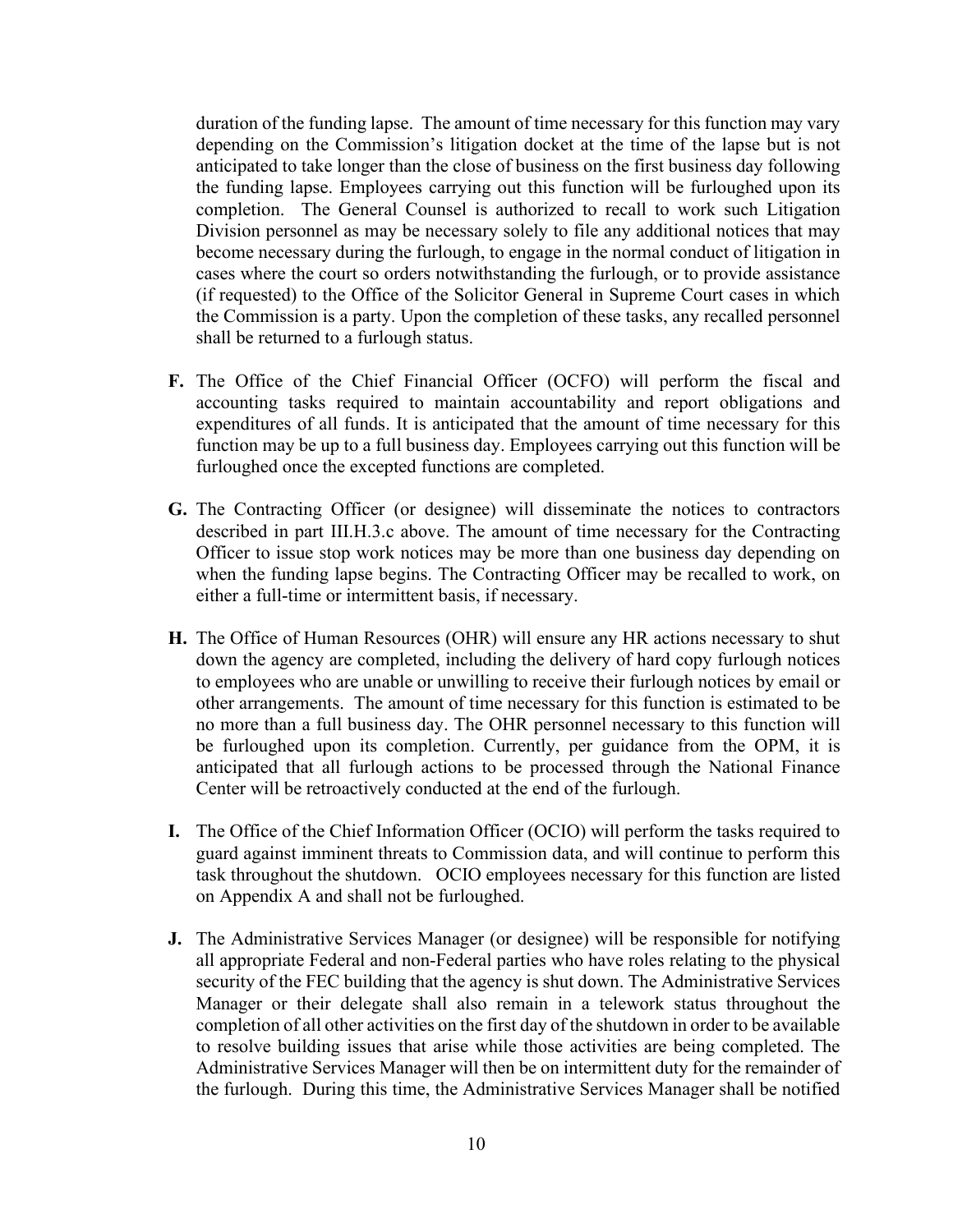duration of the funding lapse. The amount of time necessary for this function may vary depending on the Commission's litigation docket at the time of the lapse but is not anticipated to take longer than the close of business on the first business day following the funding lapse. Employees carrying out this function will be furloughed upon its completion. The General Counsel is authorized to recall to work such Litigation Division personnel as may be necessary solely to file any additional notices that may become necessary during the furlough, to engage in the normal conduct of litigation in cases where the court so orders notwithstanding the furlough, or to provide assistance (if requested) to the Office of the Solicitor General in Supreme Court cases in which the Commission is a party. Upon the completion of these tasks, any recalled personnel shall be returned to a furlough status.

**F.** The Office of the Chief Financial Officer (OCFO) will perform the fiscal and accounting tasks required to maintain accountability and report obligations and expenditures of all funds. It is anticipated that the amount of time necessary for this function may be up to a full business day. Employees carrying out this function will be furloughed once the excepted functions are completed.

**G.** The Contracting Officer (or designee) will disseminate the notices to contractors described in part III.H.3.c above. The amount of time necessary for the Contracting Officer to issue stop work notices may be more than one business day depending on when the funding lapse begins. The Contracting Officer may be recalled to work, on either a full-time or intermittent basis, if necessary.

**H.** The Office of Human Resources (OHR) will ensure any HR actions necessary to shut down the agency are completed, including the delivery of hard copy furlough notices to employees who are unable or unwilling to receive their furlough notices by email or other arrangements. The amount of time necessary for this function is estimated to be no more than a full business day. The OHR personnel necessary to this function will be furloughed upon its completion. Currently, per guidance from the OPM, it is anticipated that all furlough actions to be processed through the National Finance Center will be retroactively conducted at the end of the furlough.

**I.** The Office of the Chief Information Officer (OCIO) will perform the tasks required to guard against imminent threats to Commission data, and will continue to perform this task throughout the shutdown. OCIO employees necessary for this function are listed on Appendix A and shall not be furloughed.

**J.** The Administrative Services Manager (or designee) will be responsible for notifying all appropriate Federal and non-Federal parties who have roles relating to the physical security of the FEC building that the agency is shut down. The Administrative Services Manager or their delegate shall also remain in a telework status throughout the completion of all other activities on the first day of the shutdown in order to be available to resolve building issues that arise while those activities are being completed. The Administrative Services Manager will then be on intermittent duty for the remainder of the furlough. During this time, the Administrative Services Manager shall be notified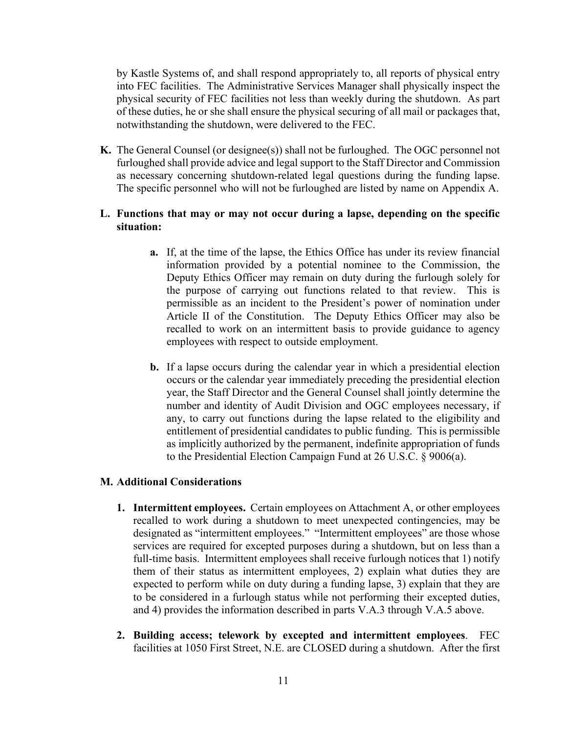by Kastle Systems of, and shall respond appropriately to, all reports of physical entry into FEC facilities. The Administrative Services Manager shall physically inspect the physical security of FEC facilities not less than weekly during the shutdown. As part of these duties, he or she shall ensure the physical securing of all mail or packages that, notwithstanding the shutdown, were delivered to the FEC.

**K.** The General Counsel (or designee(s)) shall not be furloughed. The OGC personnel not furloughed shall provide advice and legal support to the Staff Director and Commission as necessary concerning shutdown-related legal questions during the funding lapse. The specific personnel who will not be furloughed are listed by name on Appendix A.

**L. Functions that may or may not occur during a lapse, depending on the specific situation:**

> **a.** If, at the time of the lapse, the Ethics Office has under its review financial information provided by a potential nominee to the Commission, the Deputy Ethics Officer may remain on duty during the furlough solely for the purpose of carrying out functions related to that review. This is permissible as an incident to the President's power of nomination under Article II of the Constitution. The Deputy Ethics Officer may also be recalled to work on an intermittent basis to provide guidance to agency employees with respect to outside employment.
>
> **b.** If a lapse occurs during the calendar year in which a presidential election occurs or the calendar year immediately preceding the presidential election year, the Staff Director and the General Counsel shall jointly determine the number and identity of Audit Division and OGC employees necessary, if any, to carry out functions during the lapse related to the eligibility and entitlement of presidential candidates to public funding. This is permissible as implicitly authorized by the permanent, indefinite appropriation of funds to the Presidential Election Campaign Fund at 26 U.S.C. § 9006(a).

**M. Additional Considerations**

1. **Intermittent employees.** Certain employees on Attachment A, or other employees recalled to work during a shutdown to meet unexpected contingencies, may be designated as "intermittent employees." "Intermittent employees" are those whose services are required for excepted purposes during a shutdown, but on less than a full-time basis. Intermittent employees shall receive furlough notices that 1) notify them of their status as intermittent employees, 2) explain what duties they are expected to perform while on duty during a funding lapse, 3) explain that they are to be considered in a furlough status while not performing their excepted duties, and 4) provides the information described in parts V.A.3 through V.A.5 above.

2. **Building access; telework by excepted and intermittent employees**. FEC facilities at 1050 First Street, N.E. are CLOSED during a shutdown. After the first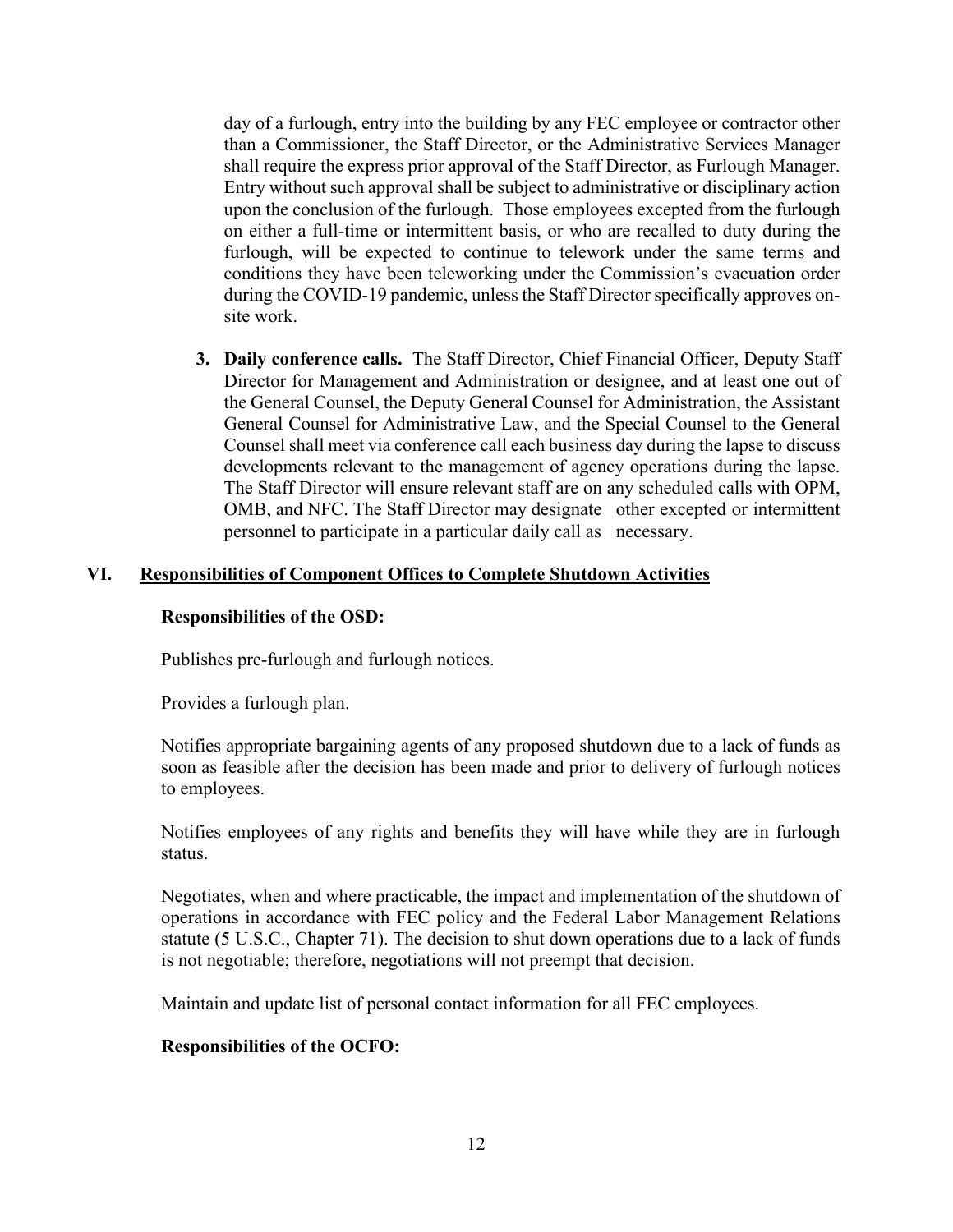day of a furlough, entry into the building by any FEC employee or contractor other than a Commissioner, the Staff Director, or the Administrative Services Manager shall require the express prior approval of the Staff Director, as Furlough Manager. Entry without such approval shall be subject to administrative or disciplinary action upon the conclusion of the furlough. Those employees excepted from the furlough on either a full-time or intermittent basis, or who are recalled to duty during the furlough, will be expected to continue to telework under the same terms and conditions they have been teleworking under the Commission's evacuation order during the COVID-19 pandemic, unless the Staff Director specifically approves on-site work.

3. **Daily conference calls.** The Staff Director, Chief Financial Officer, Deputy Staff Director for Management and Administration or designee, and at least one out of the General Counsel, the Deputy General Counsel for Administration, the Assistant General Counsel for Administrative Law, and the Special Counsel to the General Counsel shall meet via conference call each business day during the lapse to discuss developments relevant to the management of agency operations during the lapse. The Staff Director will ensure relevant staff are on any scheduled calls with OPM, OMB, and NFC. The Staff Director may designate other excepted or intermittent personnel to participate in a particular daily call as necessary.

## VI. Responsibilities of Component Offices to Complete Shutdown Activities

**Responsibilities of the OSD:**

Publishes pre-furlough and furlough notices.

Provides a furlough plan.

Notifies appropriate bargaining agents of any proposed shutdown due to a lack of funds as soon as feasible after the decision has been made and prior to delivery of furlough notices to employees.

Notifies employees of any rights and benefits they will have while they are in furlough status.

Negotiates, when and where practicable, the impact and implementation of the shutdown of operations in accordance with FEC policy and the Federal Labor Management Relations statute (5 U.S.C., Chapter 71). The decision to shut down operations due to a lack of funds is not negotiable; therefore, negotiations will not preempt that decision.

Maintain and update list of personal contact information for all FEC employees.

**Responsibilities of the OCFO:**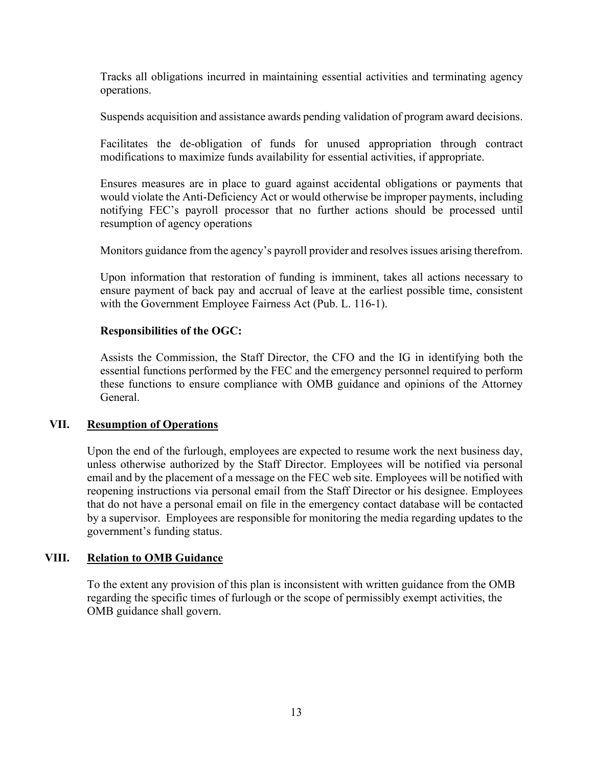Tracks all obligations incurred in maintaining essential activities and terminating agency operations.

Suspends acquisition and assistance awards pending validation of program award decisions.

Facilitates the de-obligation of funds for unused appropriation through contract modifications to maximize funds availability for essential activities, if appropriate.

Ensures measures are in place to guard against accidental obligations or payments that would violate the Anti-Deficiency Act or would otherwise be improper payments, including notifying FEC's payroll processor that no further actions should be processed until resumption of agency operations

Monitors guidance from the agency's payroll provider and resolves issues arising therefrom.

Upon information that restoration of funding is imminent, takes all actions necessary to ensure payment of back pay and accrual of leave at the earliest possible time, consistent with the Government Employee Fairness Act (Pub. L. 116-1).

**Responsibilities of the OGC:**

Assists the Commission, the Staff Director, the CFO and the IG in identifying both the essential functions performed by the FEC and the emergency personnel required to perform these functions to ensure compliance with OMB guidance and opinions of the Attorney General.

## VII. Resumption of Operations

Upon the end of the furlough, employees are expected to resume work the next business day, unless otherwise authorized by the Staff Director. Employees will be notified via personal email and by the placement of a message on the FEC web site. Employees will be notified with reopening instructions via personal email from the Staff Director or his designee. Employees that do not have a personal email on file in the emergency contact database will be contacted by a supervisor. Employees are responsible for monitoring the media regarding updates to the government's funding status.

## VIII. Relation to OMB Guidance

To the extent any provision of this plan is inconsistent with written guidance from the OMB regarding the specific times of furlough or the scope of permissibly exempt activities, the OMB guidance shall govern.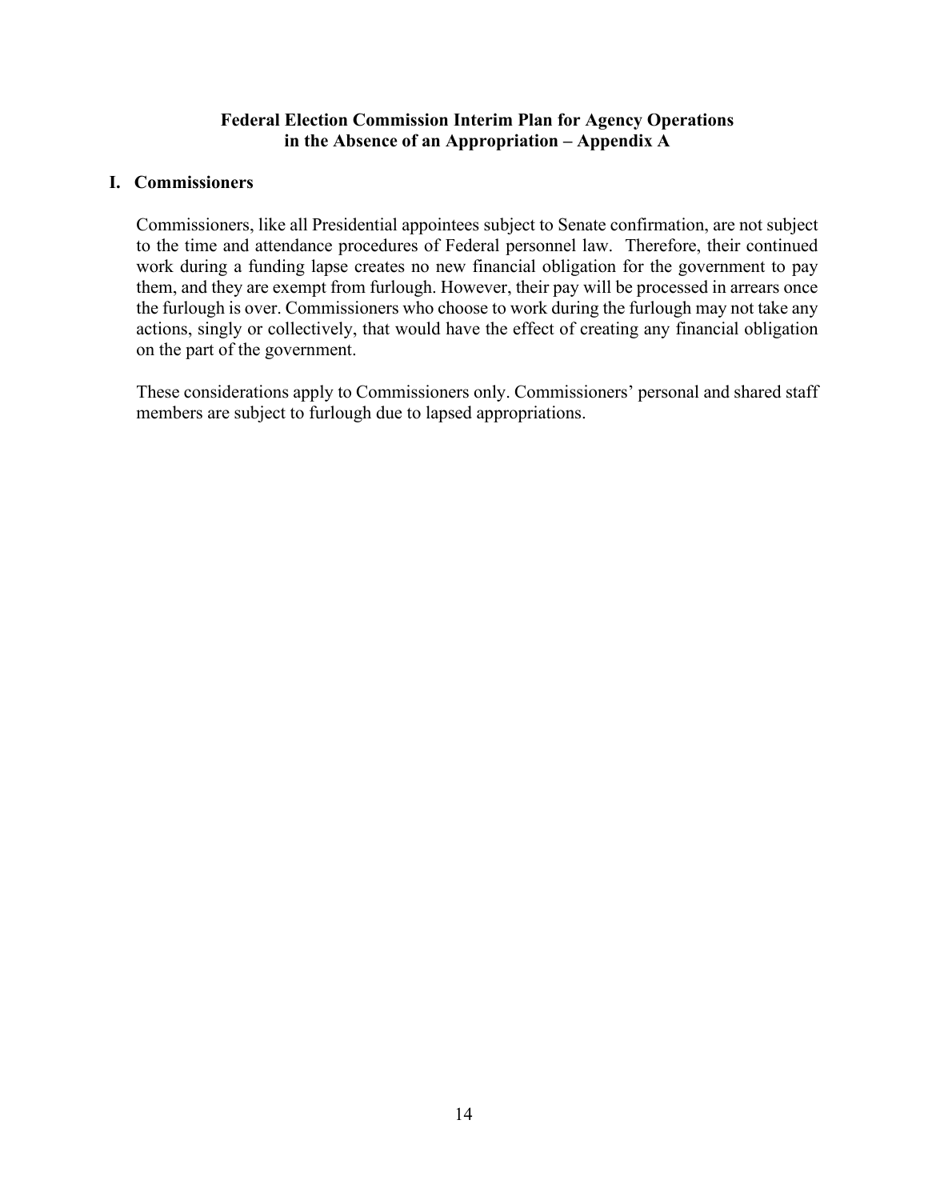**Federal Election Commission Interim Plan for Agency Operations in the Absence of an Appropriation – Appendix A**

## I. Commissioners

Commissioners, like all Presidential appointees subject to Senate confirmation, are not subject to the time and attendance procedures of Federal personnel law. Therefore, their continued work during a funding lapse creates no new financial obligation for the government to pay them, and they are exempt from furlough. However, their pay will be processed in arrears once the furlough is over. Commissioners who choose to work during the furlough may not take any actions, singly or collectively, that would have the effect of creating any financial obligation on the part of the government.

These considerations apply to Commissioners only. Commissioners' personal and shared staff members are subject to furlough due to lapsed appropriations.